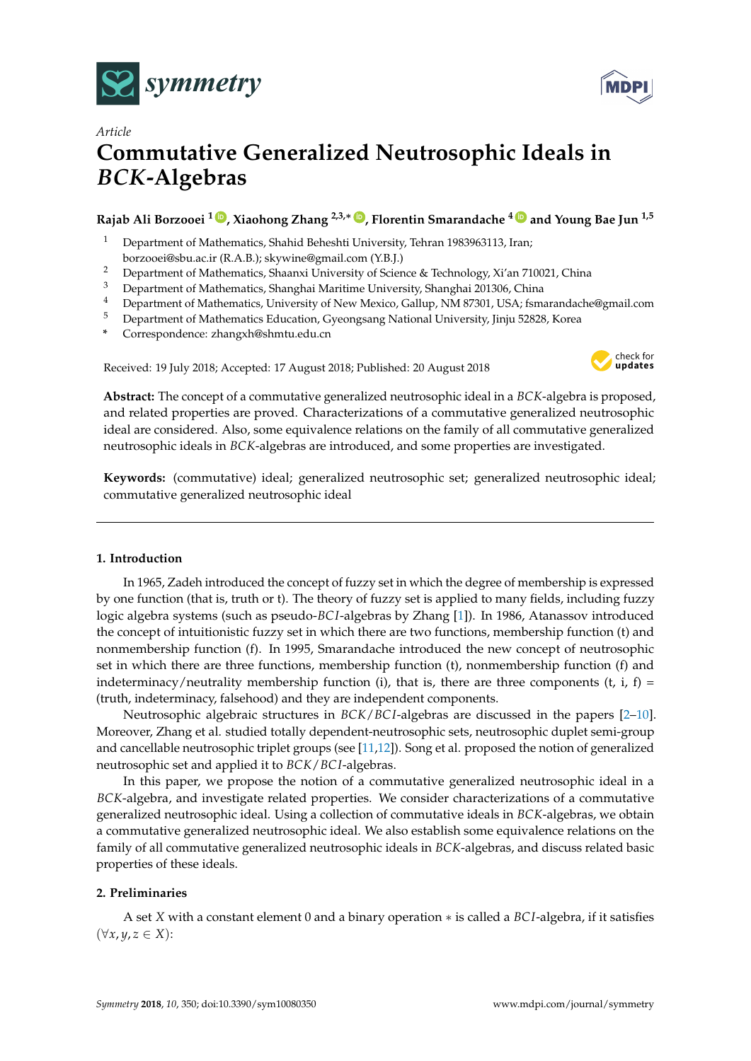*Article*

# Commutative Generalized Neutrosophic Ideals in *BCK*-Algebras

**Rajab Ali Borzooei [1], Xiaohong Zhang [2,3,*], Florentin Smarandache [4] and Young Bae Jun [1,5]**

1. Department of Mathematics, Shahid Beheshti University, Tehran 1983963113, Iran; borzooei@sbu.ac.ir (R.A.B.); skywine@gmail.com (Y.B.J.)
2. Department of Mathematics, Shaanxi University of Science & Technology, Xi'an 710021, China
3. Department of Mathematics, Shanghai Maritime University, Shanghai 201306, China
4. Department of Mathematics, University of New Mexico, Gallup, NM 87301, USA; fsmarandache@gmail.com
5. Department of Mathematics Education, Gyeongsang National University, Jinju 52828, Korea

\* Correspondence: zhangxh@shmtu.edu.cn

Received: 19 July 2018; Accepted: 17 August 2018; Published: 20 August 2018

**Abstract:** The concept of a commutative generalized neutrosophic ideal in a *BCK*-algebra is proposed, and related properties are proved. Characterizations of a commutative generalized neutrosophic ideal are considered. Also, some equivalence relations on the family of all commutative generalized neutrosophic ideals in *BCK*-algebras are introduced, and some properties are investigated.

**Keywords:** (commutative) ideal; generalized neutrosophic set; generalized neutrosophic ideal; commutative generalized neutrosophic ideal

## 1. Introduction

In 1965, Zadeh introduced the concept of fuzzy set in which the degree of membership is expressed by one function (that is, truth or t). The theory of fuzzy set is applied to many fields, including fuzzy logic algebra systems (such as pseudo-*BCI*-algebras by Zhang [1]). In 1986, Atanassov introduced the concept of intuitionistic fuzzy set in which there are two functions, membership function (t) and nonmembership function (f). In 1995, Smarandache introduced the new concept of neutrosophic set in which there are three functions, membership function (t), nonmembership function (f) and indeterminacy/neutrality membership function (i), that is, there are three components (t, i, f) = (truth, indeterminacy, falsehood) and they are independent components.

Neutrosophic algebraic structures in *BCK*/*BCI*-algebras are discussed in the papers [2–10]. Moreover, Zhang et al. studied totally dependent-neutrosophic sets, neutrosophic duplet semi-group and cancellable neutrosophic triplet groups (see [11,12]). Song et al. proposed the notion of generalized neutrosophic set and applied it to *BCK*/*BCI*-algebras.

In this paper, we propose the notion of a commutative generalized neutrosophic ideal in a *BCK*-algebra, and investigate related properties. We consider characterizations of a commutative generalized neutrosophic ideal. Using a collection of commutative ideals in *BCK*-algebras, we obtain a commutative generalized neutrosophic ideal. We also establish some equivalence relations on the family of all commutative generalized neutrosophic ideals in *BCK*-algebras, and discuss related basic properties of these ideals.

## 2. Preliminaries

A set $X$ with a constant element 0 and a binary operation $*$ is called a *BCI*-algebra, if it satisfies $(\forall x, y, z \in X)$: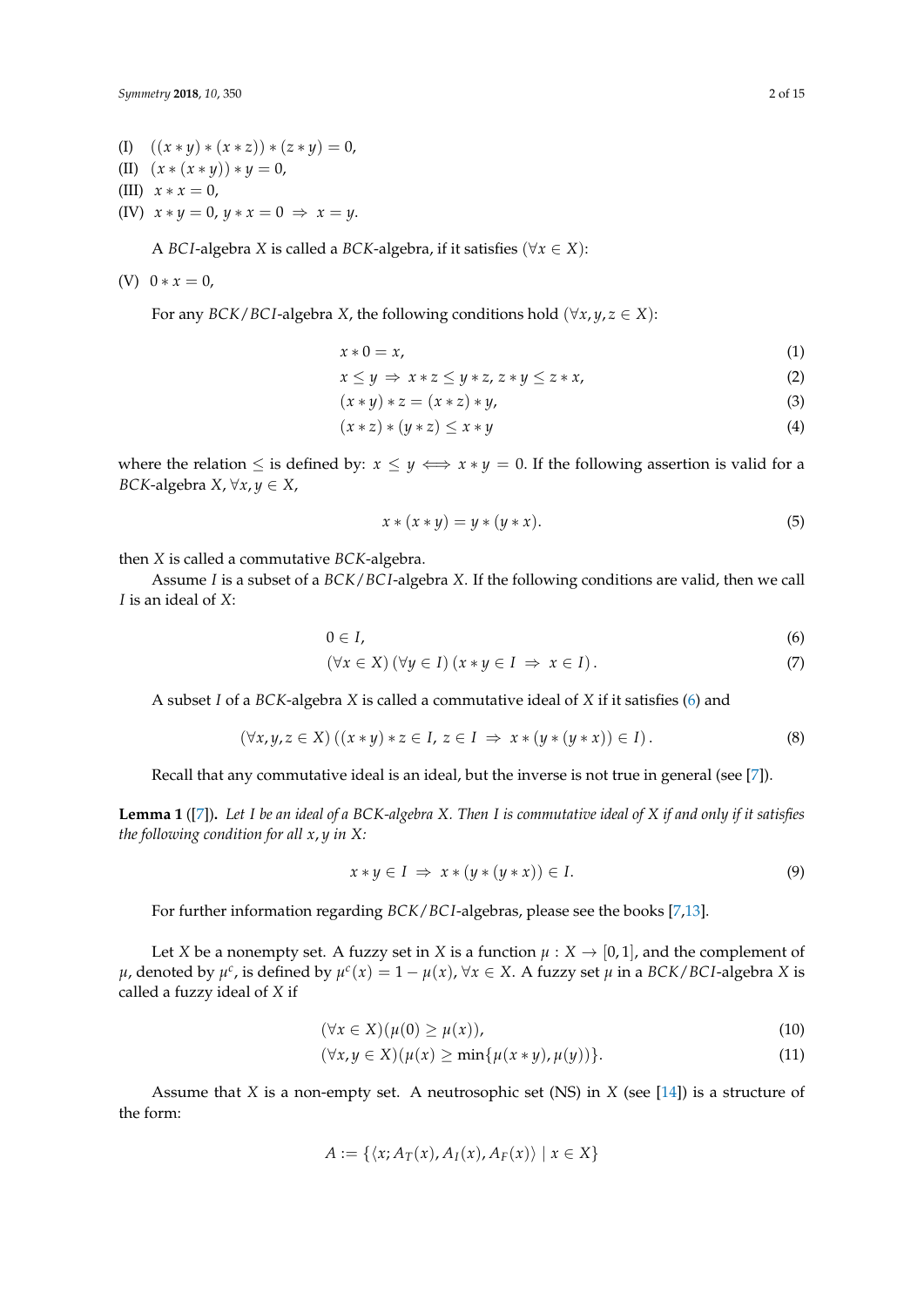(I) $((x * y) * (x * z)) * (z * y) = 0$,

(II) $(x * (x * y)) * y = 0$,

(III) $x * x = 0$,

(IV) $x * y = 0,\ y * x = 0 \ \Rightarrow \ x = y$.

A $BCI$-algebra $X$ is called a $BCK$-algebra, if it satisfies $(\forall x \in X)$:

(V) $0 * x = 0$,

For any $BCK/BCI$-algebra $X$, the following conditions hold $(\forall x, y, z \in X)$:

$$x * 0 = x, \tag{1}$$

$$x \le y \ \Rightarrow \ x * z \le y * z,\ z * y \le z * x, \tag{2}$$

$$(x * y) * z = (x * z) * y, \tag{3}$$

$$(x * z) * (y * z) \le x * y \tag{4}$$

where the relation $\le$ is defined by: $x \le y \iff x * y = 0$. If the following assertion is valid for a $BCK$-algebra $X$, $\forall x, y \in X$,

$$x * (x * y) = y * (y * x). \tag{5}$$

then $X$ is called a commutative $BCK$-algebra.

Assume $I$ is a subset of a $BCK/BCI$-algebra $X$. If the following conditions are valid, then we call $I$ is an ideal of $X$:

$$0 \in I, \tag{6}$$

$$(\forall x \in X)\,(\forall y \in I)\,(x * y \in I \ \Rightarrow \ x \in I)\,. \tag{7}$$

A subset $I$ of a $BCK$-algebra $X$ is called a commutative ideal of $X$ if it satisfies (6) and

$$(\forall x, y, z \in X)\,((x * y) * z \in I,\ z \in I \ \Rightarrow \ x * (y * (y * x)) \in I)\,. \tag{8}$$

Recall that any commutative ideal is an ideal, but the inverse is not true in general (see [7]).

**Lemma 1** ([7]). *Let $I$ be an ideal of a $BCK$-algebra $X$. Then $I$ is commutative ideal of $X$ if and only if it satisfies the following condition for all $x, y$ in $X$:*

$$x * y \in I \ \Rightarrow \ x * (y * (y * x)) \in I. \tag{9}$$

For further information regarding $BCK/BCI$-algebras, please see the books [7,13].

Let $X$ be a nonempty set. A fuzzy set in $X$ is a function $\mu : X \to [0, 1]$, and the complement of $\mu$, denoted by $\mu^c$, is defined by $\mu^c(x) = 1 - \mu(x)$, $\forall x \in X$. A fuzzy set $\mu$ in a $BCK/BCI$-algebra $X$ is called a fuzzy ideal of $X$ if

$$(\forall x \in X)(\mu(0) \ge \mu(x)), \tag{10}$$

$$(\forall x, y \in X)(\mu(x) \ge \min\{\mu(x * y), \mu(y)\}. \tag{11}$$

Assume that $X$ is a non-empty set. A neutrosophic set (NS) in $X$ (see [14]) is a structure of the form:

$$A := \{\langle x; A_T(x), A_I(x), A_F(x)\rangle \mid x \in X\}$$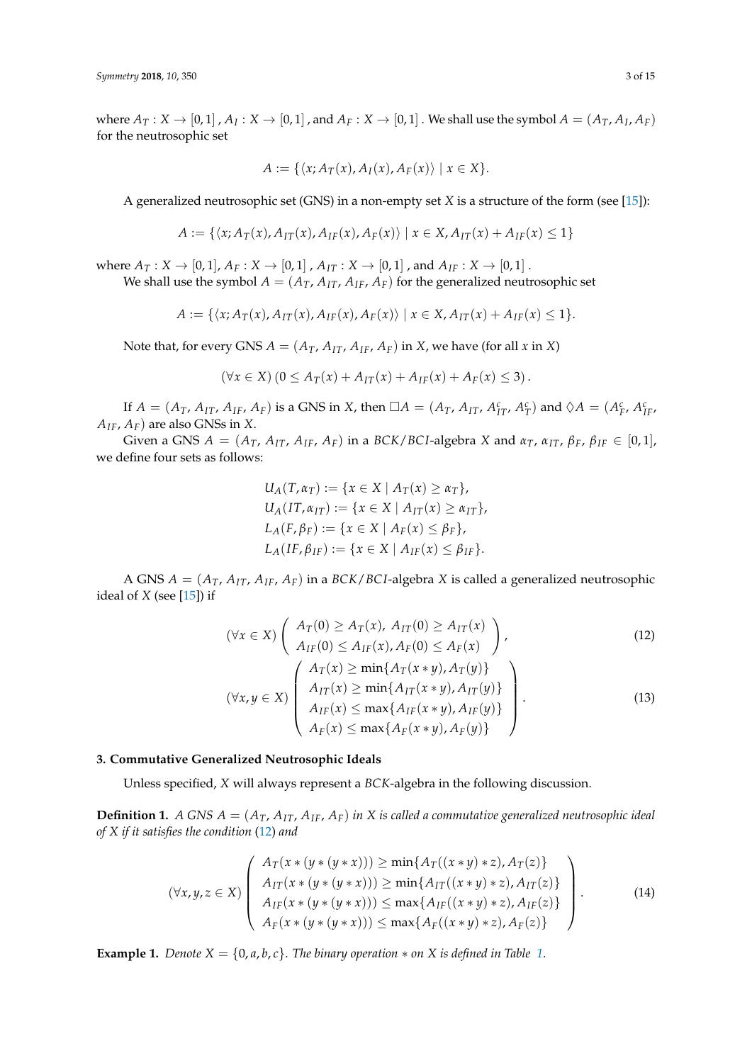where $A_T : X \to [0,1]$, $A_I : X \to [0,1]$, and $A_F : X \to [0,1]$. We shall use the symbol $A = (A_T, A_I, A_F)$ for the neutrosophic set

$$A := \{\langle x; A_T(x), A_I(x), A_F(x)\rangle \mid x \in X\}.$$

A generalized neutrosophic set (GNS) in a non-empty set $X$ is a structure of the form (see [15]):

$$A := \{\langle x; A_T(x), A_{IT}(x), A_{IF}(x), A_F(x)\rangle \mid x \in X, A_{IT}(x) + A_{IF}(x) \leq 1\}$$

where $A_T : X \to [0,1]$, $A_F : X \to [0,1]$, $A_{IT} : X \to [0,1]$, and $A_{IF} : X \to [0,1]$.

We shall use the symbol $A = (A_T, A_{IT}, A_{IF}, A_F)$ for the generalized neutrosophic set

$$A := \{\langle x; A_T(x), A_{IT}(x), A_{IF}(x), A_F(x)\rangle \mid x \in X, A_{IT}(x) + A_{IF}(x) \leq 1\}.$$

Note that, for every GNS $A = (A_T, A_{IT}, A_{IF}, A_F)$ in $X$, we have (for all $x$ in $X$)

$$(\forall x \in X)\,(0 \leq A_T(x) + A_{IT}(x) + A_{IF}(x) + A_F(x) \leq 3).$$

If $A = (A_T, A_{IT}, A_{IF}, A_F)$ is a GNS in $X$, then $\Box A = (A_T, A_{IT}, A_{IT}^c, A_T^c)$ and $\Diamond A = (A_F^c, A_{IF}^c, A_{IF}, A_F)$ are also GNSs in $X$.

Given a GNS $A = (A_T, A_{IT}, A_{IF}, A_F)$ in a $BCK/BCI$-algebra $X$ and $\alpha_T, \alpha_{IT}, \beta_F, \beta_{IF} \in [0,1]$, we define four sets as follows:

$$\begin{aligned}
U_A(T, \alpha_T) &:= \{x \in X \mid A_T(x) \geq \alpha_T\},\\
U_A(IT, \alpha_{IT}) &:= \{x \in X \mid A_{IT}(x) \geq \alpha_{IT}\},\\
L_A(F, \beta_F) &:= \{x \in X \mid A_F(x) \leq \beta_F\},\\
L_A(IF, \beta_{IF}) &:= \{x \in X \mid A_{IF}(x) \leq \beta_{IF}\}.
\end{aligned}$$

A GNS $A = (A_T, A_{IT}, A_{IF}, A_F)$ in a $BCK/BCI$-algebra $X$ is called a generalized neutrosophic ideal of $X$ (see [15]) if

$$(\forall x \in X)\begin{pmatrix} A_T(0) \geq A_T(x),\ A_{IT}(0) \geq A_{IT}(x) \\ A_{IF}(0) \leq A_{IF}(x), A_F(0) \leq A_F(x) \end{pmatrix}, \tag{12}$$

$$(\forall x, y \in X)\begin{pmatrix} A_T(x) \geq \min\{A_T(x*y), A_T(y)\} \\ A_{IT}(x) \geq \min\{A_{IT}(x*y), A_{IT}(y)\} \\ A_{IF}(x) \leq \max\{A_{IF}(x*y), A_{IF}(y)\} \\ A_F(x) \leq \max\{A_F(x*y), A_F(y)\} \end{pmatrix}. \tag{13}$$

## 3. Commutative Generalized Neutrosophic Ideals

Unless specified, $X$ will always represent a $BCK$-algebra in the following discussion.

**Definition 1.** *A GNS $A = (A_T, A_{IT}, A_{IF}, A_F)$ in $X$ is called a commutative generalized neutrosophic ideal of $X$ if it satisfies the condition (12) and*

$$(\forall x, y, z \in X)\begin{pmatrix} A_T(x*(y*(y*x))) \geq \min\{A_T((x*y)*z), A_T(z)\} \\ A_{IT}(x*(y*(y*x))) \geq \min\{A_{IT}((x*y)*z), A_{IT}(z)\} \\ A_{IF}(x*(y*(y*x))) \leq \max\{A_{IF}((x*y)*z), A_{IF}(z)\} \\ A_F(x*(y*(y*x))) \leq \max\{A_F((x*y)*z), A_F(z)\} \end{pmatrix}. \tag{14}$$

**Example 1.** *Denote $X = \{0, a, b, c\}$. The binary operation $*$ on $X$ is defined in Table 1.*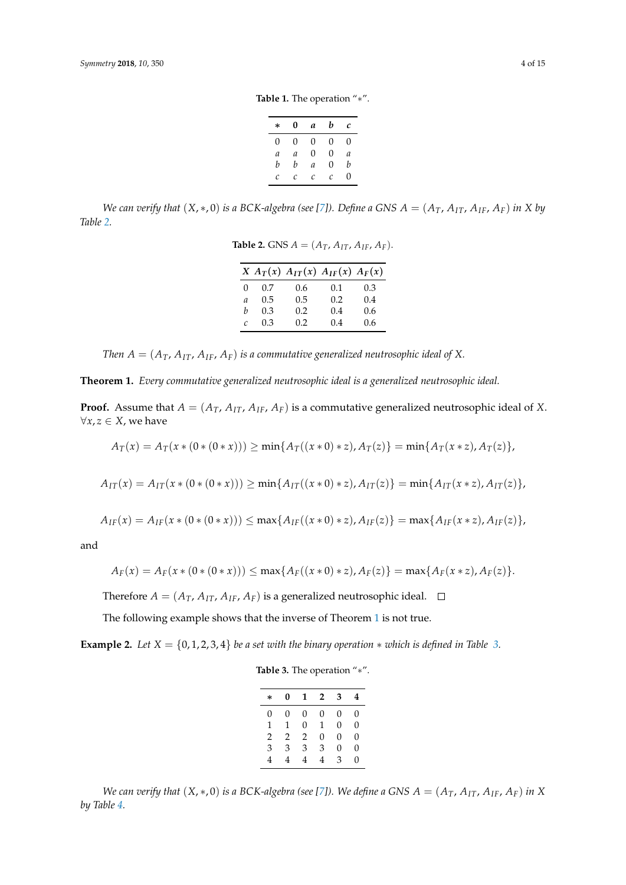**Table 1.** The operation "$*$".

| $*$ | **0** | ***a*** | ***b*** | ***c*** |
|---|---|---|---|---|
| 0 | 0 | 0 | 0 | 0 |
| $a$ | $a$ | 0 | 0 | $a$ |
| $b$ | $b$ | $a$ | 0 | $b$ |
| $c$ | $c$ | $c$ | $c$ | 0 |

*We can verify that $(X, *, 0)$ is a BCK-algebra (see [7]). Define a GNS $A = (A_T, A_{IT}, A_{IF}, A_F)$ in $X$ by Table 2.*

**Table 2.** GNS $A = (A_T, A_{IT}, A_{IF}, A_F)$.

| $X$ | $A_T(x)$ | $A_{IT}(x)$ | $A_{IF}(x)$ | $A_F(x)$ |
|---|---|---|---|---|
| 0 | 0.7 | 0.6 | 0.1 | 0.3 |
| $a$ | 0.5 | 0.5 | 0.2 | 0.4 |
| $b$ | 0.3 | 0.2 | 0.4 | 0.6 |
| $c$ | 0.3 | 0.2 | 0.4 | 0.6 |

*Then $A = (A_T, A_{IT}, A_{IF}, A_F)$ is a commutative generalized neutrosophic ideal of $X$.*

**Theorem 1.** *Every commutative generalized neutrosophic ideal is a generalized neutrosophic ideal.*

**Proof.** Assume that $A = (A_T, A_{IT}, A_{IF}, A_F)$ is a commutative generalized neutrosophic ideal of $X$. $\forall x, z \in X$, we have

$$A_T(x) = A_T(x * (0 * (0 * x))) \geq \min\{A_T((x * 0) * z), A_T(z)\} = \min\{A_T(x * z), A_T(z)\},$$

$$A_{IT}(x) = A_{IT}(x * (0 * (0 * x))) \geq \min\{A_{IT}((x * 0) * z), A_{IT}(z)\} = \min\{A_{IT}(x * z), A_{IT}(z)\},$$

$$A_{IF}(x) = A_{IF}(x * (0 * (0 * x))) \leq \max\{A_{IF}((x * 0) * z), A_{IF}(z)\} = \max\{A_{IF}(x * z), A_{IF}(z)\},$$

and

$$A_F(x) = A_F(x * (0 * (0 * x))) \leq \max\{A_F((x * 0) * z), A_F(z)\} = \max\{A_F(x * z), A_F(z)\}.$$

Therefore $A = (A_T, A_{IT}, A_{IF}, A_F)$ is a generalized neutrosophic ideal. □

The following example shows that the inverse of Theorem 1 is not true.

**Example 2.** *Let $X = \{0, 1, 2, 3, 4\}$ be a set with the binary operation $*$ which is defined in Table 3.*

**Table 3.** The operation "$*$".

| $*$ | **0** | **1** | **2** | **3** | **4** |
|---|---|---|---|---|---|
| 0 | 0 | 0 | 0 | 0 | 0 |
| 1 | 1 | 0 | 1 | 0 | 0 |
| 2 | 2 | 2 | 0 | 0 | 0 |
| 3 | 3 | 3 | 3 | 0 | 0 |
| 4 | 4 | 4 | 4 | 3 | 0 |

*We can verify that $(X, *, 0)$ is a BCK-algebra (see [7]). We define a GNS $A = (A_T, A_{IT}, A_{IF}, A_F)$ in $X$ by Table 4.*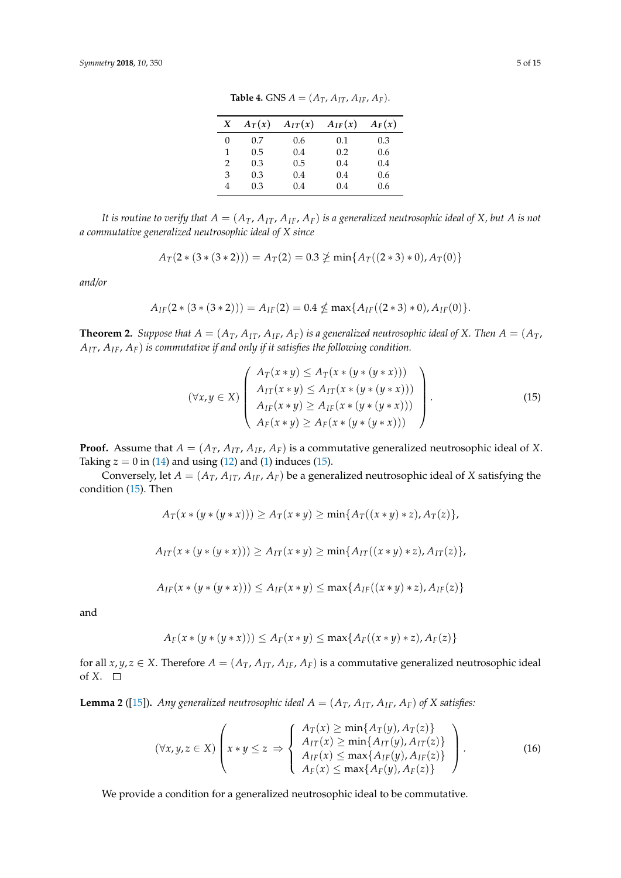**Table 4.** GNS $A = (A_T, A_{IT}, A_{IF}, A_F)$.

| $X$ | $A_T(x)$ | $A_{IT}(x)$ | $A_{IF}(x)$ | $A_F(x)$ |
|---|---|---|---|---|
| 0 | 0.7 | 0.6 | 0.1 | 0.3 |
| 1 | 0.5 | 0.4 | 0.2 | 0.6 |
| 2 | 0.3 | 0.5 | 0.4 | 0.4 |
| 3 | 0.3 | 0.4 | 0.4 | 0.6 |
| 4 | 0.3 | 0.4 | 0.4 | 0.6 |

*It is routine to verify that $A = (A_T, A_{IT}, A_{IF}, A_F)$ is a generalized neutrosophic ideal of $X$, but $A$ is not a commutative generalized neutrosophic ideal of $X$ since*

$$A_T(2 * (3 * (3 * 2))) = A_T(2) = 0.3 \ngeq \min\{A_T((2 * 3) * 0), A_T(0)\}$$

*and/or*

$$A_{IF}(2 * (3 * (3 * 2))) = A_{IF}(2) = 0.4 \nleq \max\{A_{IF}((2 * 3) * 0), A_{IF}(0)\}.$$

**Theorem 2.** *Suppose that $A = (A_T, A_{IT}, A_{IF}, A_F)$ is a generalized neutrosophic ideal of $X$. Then $A = (A_T, A_{IT}, A_{IF}, A_F)$ is commutative if and only if it satisfies the following condition.*

$$(\forall x, y \in X) \left( \begin{array}{l} A_T(x * y) \leq A_T(x * (y * (y * x))) \\ A_{IT}(x * y) \leq A_{IT}(x * (y * (y * x))) \\ A_{IF}(x * y) \geq A_{IF}(x * (y * (y * x))) \\ A_F(x * y) \geq A_F(x * (y * (y * x))) \end{array} \right). \tag{15}$$

**Proof.** Assume that $A = (A_T, A_{IT}, A_{IF}, A_F)$ is a commutative generalized neutrosophic ideal of $X$. Taking $z = 0$ in (14) and using (12) and (1) induces (15).

Conversely, let $A = (A_T, A_{IT}, A_{IF}, A_F)$ be a generalized neutrosophic ideal of $X$ satisfying the condition (15). Then

$$A_T(x * (y * (y * x))) \geq A_T(x * y) \geq \min\{A_T((x * y) * z), A_T(z)\},$$

$$A_{IT}(x * (y * (y * x))) \geq A_{IT}(x * y) \geq \min\{A_{IT}((x * y) * z), A_{IT}(z)\},$$

$$A_{IF}(x * (y * (y * x))) \leq A_{IF}(x * y) \leq \max\{A_{IF}((x * y) * z), A_{IF}(z)\}$$

and

$$A_F(x * (y * (y * x))) \leq A_F(x * y) \leq \max\{A_F((x * y) * z), A_F(z)\}$$

for all $x, y, z \in X$. Therefore $A = (A_T, A_{IT}, A_{IF}, A_F)$ is a commutative generalized neutrosophic ideal of $X$. □

**Lemma 2** ([15])**.** *Any generalized neutrosophic ideal $A = (A_T, A_{IT}, A_{IF}, A_F)$ of $X$ satisfies:*

$$(\forall x, y, z \in X) \left( x * y \leq z \Rightarrow \left\{ \begin{array}{l} A_T(x) \geq \min\{A_T(y), A_T(z)\} \\ A_{IT}(x) \geq \min\{A_{IT}(y), A_{IT}(z)\} \\ A_{IF}(x) \leq \max\{A_{IF}(y), A_{IF}(z)\} \\ A_F(x) \leq \max\{A_F(y), A_F(z)\} \end{array} \right. \right). \tag{16}$$

We provide a condition for a generalized neutrosophic ideal to be commutative.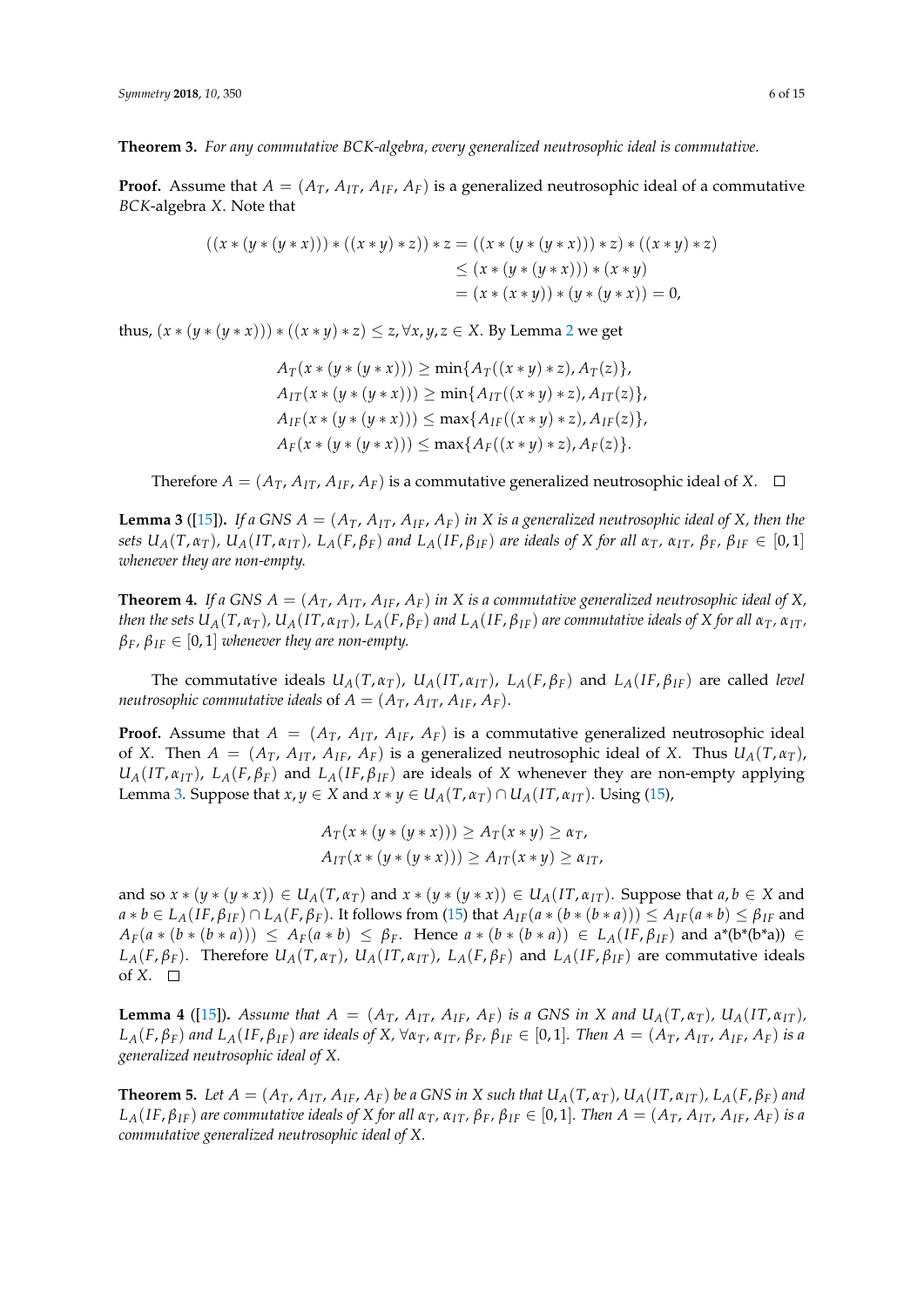**Theorem 3.** *For any commutative BCK-algebra, every generalized neutrosophic ideal is commutative.*

**Proof.** Assume that $A = (A_T, A_{IT}, A_{IF}, A_F)$ is a generalized neutrosophic ideal of a commutative *BCK*-algebra $X$. Note that

$$\begin{aligned}((x*(y*(y*x)))*((x*y)*z))*z &= ((x*(y*(y*x)))*z)*((x*y)*z)\\ &\le (x*(y*(y*x)))*(x*y)\\ &= (x*(x*y))*(y*(y*x)) = 0,\end{aligned}$$

thus, $(x*(y*(y*x)))*((x*y)*z) \le z, \forall x,y,z \in X$. By Lemma 2 we get

$$\begin{aligned}A_T(x*(y*(y*x))) &\ge \min\{A_T((x*y)*z), A_T(z)\},\\ A_{IT}(x*(y*(y*x))) &\ge \min\{A_{IT}((x*y)*z), A_{IT}(z)\},\\ A_{IF}(x*(y*(y*x))) &\le \max\{A_{IF}((x*y)*z), A_{IF}(z)\},\\ A_F(x*(y*(y*x))) &\le \max\{A_F((x*y)*z), A_F(z)\}.\end{aligned}$$

Therefore $A = (A_T, A_{IT}, A_{IF}, A_F)$ is a commutative generalized neutrosophic ideal of $X$. □

**Lemma 3** ([15]). *If a GNS $A = (A_T, A_{IT}, A_{IF}, A_F)$ in X is a generalized neutrosophic ideal of X, then the sets $U_A(T,\alpha_T)$, $U_A(IT,\alpha_{IT})$, $L_A(F,\beta_F)$ and $L_A(IF,\beta_{IF})$ are ideals of X for all $\alpha_T$, $\alpha_{IT}$, $\beta_F$, $\beta_{IF} \in [0,1]$ whenever they are non-empty.*

**Theorem 4.** *If a GNS $A = (A_T, A_{IT}, A_{IF}, A_F)$ in X is a commutative generalized neutrosophic ideal of X, then the sets $U_A(T,\alpha_T)$, $U_A(IT,\alpha_{IT})$, $L_A(F,\beta_F)$ and $L_A(IF,\beta_{IF})$ are commutative ideals of X for all $\alpha_T$, $\alpha_{IT}$, $\beta_F$, $\beta_{IF} \in [0,1]$ whenever they are non-empty.*

The commutative ideals $U_A(T,\alpha_T)$, $U_A(IT,\alpha_{IT})$, $L_A(F,\beta_F)$ and $L_A(IF,\beta_{IF})$ are called *level neutrosophic commutative ideals* of $A = (A_T, A_{IT}, A_{IF}, A_F)$.

**Proof.** Assume that $A = (A_T, A_{IT}, A_{IF}, A_F)$ is a commutative generalized neutrosophic ideal of $X$. Then $A = (A_T, A_{IT}, A_{IF}, A_F)$ is a generalized neutrosophic ideal of $X$. Thus $U_A(T,\alpha_T)$, $U_A(IT,\alpha_{IT})$, $L_A(F,\beta_F)$ and $L_A(IF,\beta_{IF})$ are ideals of $X$ whenever they are non-empty applying Lemma 3. Suppose that $x, y \in X$ and $x*y \in U_A(T,\alpha_T) \cap U_A(IT,\alpha_{IT})$. Using (15),

$$\begin{aligned}A_T(x*(y*(y*x))) &\ge A_T(x*y) \ge \alpha_T,\\ A_{IT}(x*(y*(y*x))) &\ge A_{IT}(x*y) \ge \alpha_{IT},\end{aligned}$$

and so $x*(y*(y*x)) \in U_A(T,\alpha_T)$ and $x*(y*(y*x)) \in U_A(IT,\alpha_{IT})$. Suppose that $a, b \in X$ and $a*b \in L_A(IF,\beta_{IF}) \cap L_A(F,\beta_F)$. It follows from (15) that $A_{IF}(a*(b*(b*a))) \le A_{IF}(a*b) \le \beta_{IF}$ and $A_F(a*(b*(b*a))) \le A_F(a*b) \le \beta_F$. Hence $a*(b*(b*a)) \in L_A(IF,\beta_{IF})$ and a*(b*(b*a)) $\in L_A(F,\beta_F)$. Therefore $U_A(T,\alpha_T)$, $U_A(IT,\alpha_{IT})$, $L_A(F,\beta_F)$ and $L_A(IF,\beta_{IF})$ are commutative ideals of $X$. □

**Lemma 4** ([15]). *Assume that $A = (A_T, A_{IT}, A_{IF}, A_F)$ is a GNS in X and $U_A(T,\alpha_T)$, $U_A(IT,\alpha_{IT})$, $L_A(F,\beta_F)$ and $L_A(IF,\beta_{IF})$ are ideals of X, $\forall \alpha_T$, $\alpha_{IT}$, $\beta_F$, $\beta_{IF} \in [0,1]$. Then $A = (A_T, A_{IT}, A_{IF}, A_F)$ is a generalized neutrosophic ideal of X.*

**Theorem 5.** *Let $A = (A_T, A_{IT}, A_{IF}, A_F)$ be a GNS in X such that $U_A(T,\alpha_T)$, $U_A(IT,\alpha_{IT})$, $L_A(F,\beta_F)$ and $L_A(IF,\beta_{IF})$ are commutative ideals of X for all $\alpha_T$, $\alpha_{IT}$, $\beta_F$, $\beta_{IF} \in [0,1]$. Then $A = (A_T, A_{IT}, A_{IF}, A_F)$ is a commutative generalized neutrosophic ideal of X.*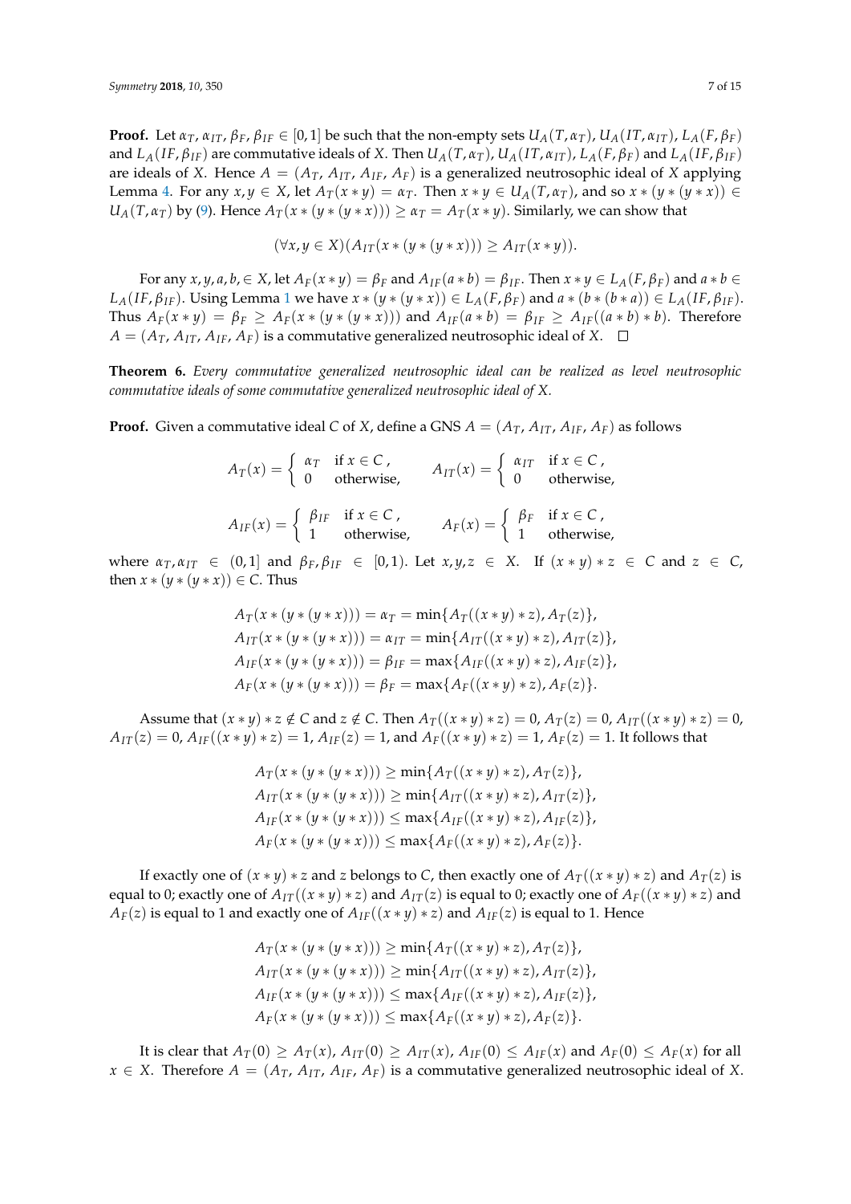**Proof.** Let $\alpha_T, \alpha_{IT}, \beta_F, \beta_{IF} \in [0,1]$ be such that the non-empty sets $U_A(T, \alpha_T)$, $U_A(IT, \alpha_{IT})$, $L_A(F, \beta_F)$ and $L_A(IF, \beta_{IF})$ are commutative ideals of $X$. Then $U_A(T, \alpha_T)$, $U_A(IT, \alpha_{IT})$, $L_A(F, \beta_F)$ and $L_A(IF, \beta_{IF})$ are ideals of $X$. Hence $A = (A_T, A_{IT}, A_{IF}, A_F)$ is a generalized neutrosophic ideal of $X$ applying Lemma 4. For any $x, y \in X$, let $A_T(x * y) = \alpha_T$. Then $x * y \in U_A(T, \alpha_T)$, and so $x * (y * (y * x)) \in U_A(T, \alpha_T)$ by (9). Hence $A_T(x * (y * (y * x))) \geq \alpha_T = A_T(x * y)$. Similarly, we can show that

$$(\forall x, y \in X)(A_{IT}(x * (y * (y * x))) \geq A_{IT}(x * y)).$$

For any $x, y, a, b, \in X$, let $A_F(x * y) = \beta_F$ and $A_{IF}(a * b) = \beta_{IF}$. Then $x * y \in L_A(F, \beta_F)$ and $a * b \in L_A(IF, \beta_{IF})$. Using Lemma 1 we have $x * (y * (y * x)) \in L_A(F, \beta_F)$ and $a * (b * (b * a)) \in L_A(IF, \beta_{IF})$. Thus $A_F(x * y) = \beta_F \geq A_F(x * (y * (y * x)))$ and $A_{IF}(a * b) = \beta_{IF} \geq A_{IF}((a * b) * b)$. Therefore $A = (A_T, A_{IT}, A_{IF}, A_F)$ is a commutative generalized neutrosophic ideal of $X$. □

**Theorem 6.** *Every commutative generalized neutrosophic ideal can be realized as level neutrosophic commutative ideals of some commutative generalized neutrosophic ideal of X.*

**Proof.** Given a commutative ideal $C$ of $X$, define a GNS $A = (A_T, A_{IT}, A_{IF}, A_F)$ as follows

$$A_T(x) = \begin{cases} \alpha_T & \text{if } x \in C\,, \\ 0 & \text{otherwise,} \end{cases} \qquad A_{IT}(x) = \begin{cases} \alpha_{IT} & \text{if } x \in C\,, \\ 0 & \text{otherwise,} \end{cases}$$

$$A_{IF}(x) = \begin{cases} \beta_{IF} & \text{if } x \in C\,, \\ 1 & \text{otherwise,} \end{cases} \qquad A_F(x) = \begin{cases} \beta_F & \text{if } x \in C\,, \\ 1 & \text{otherwise,} \end{cases}$$

where $\alpha_T, \alpha_{IT} \in (0,1]$ and $\beta_F, \beta_{IF} \in [0,1)$. Let $x, y, z \in X$. If $(x * y) * z \in C$ and $z \in C$, then $x * (y * (y * x)) \in C$. Thus

$$\begin{aligned}
A_T(x * (y * (y * x))) &= \alpha_T = \min\{A_T((x * y) * z), A_T(z)\}, \\
A_{IT}(x * (y * (y * x))) &= \alpha_{IT} = \min\{A_{IT}((x * y) * z), A_{IT}(z)\}, \\
A_{IF}(x * (y * (y * x))) &= \beta_{IF} = \max\{A_{IF}((x * y) * z), A_{IF}(z)\}, \\
A_F(x * (y * (y * x))) &= \beta_F = \max\{A_F((x * y) * z), A_F(z)\}.
\end{aligned}$$

Assume that $(x * y) * z \notin C$ and $z \notin C$. Then $A_T((x * y) * z) = 0$, $A_T(z) = 0$, $A_{IT}((x * y) * z) = 0$, $A_{IT}(z) = 0$, $A_{IF}((x * y) * z) = 1$, $A_{IF}(z) = 1$, and $A_F((x * y) * z) = 1$, $A_F(z) = 1$. It follows that

$$\begin{aligned}
A_T(x * (y * (y * x))) &\geq \min\{A_T((x * y) * z), A_T(z)\}, \\
A_{IT}(x * (y * (y * x))) &\geq \min\{A_{IT}((x * y) * z), A_{IT}(z)\}, \\
A_{IF}(x * (y * (y * x))) &\leq \max\{A_{IF}((x * y) * z), A_{IF}(z)\}, \\
A_F(x * (y * (y * x))) &\leq \max\{A_F((x * y) * z), A_F(z)\}.
\end{aligned}$$

If exactly one of $(x * y) * z$ and $z$ belongs to $C$, then exactly one of $A_T((x * y) * z)$ and $A_T(z)$ is equal to 0; exactly one of $A_{IT}((x * y) * z)$ and $A_{IT}(z)$ is equal to 0; exactly one of $A_F((x * y) * z)$ and $A_F(z)$ is equal to 1 and exactly one of $A_{IF}((x * y) * z)$ and $A_{IF}(z)$ is equal to 1. Hence

$$\begin{aligned}
A_T(x * (y * (y * x))) &\geq \min\{A_T((x * y) * z), A_T(z)\}, \\
A_{IT}(x * (y * (y * x))) &\geq \min\{A_{IT}((x * y) * z), A_{IT}(z)\}, \\
A_{IF}(x * (y * (y * x))) &\leq \max\{A_{IF}((x * y) * z), A_{IF}(z)\}, \\
A_F(x * (y * (y * x))) &\leq \max\{A_F((x * y) * z), A_F(z)\}.
\end{aligned}$$

It is clear that $A_T(0) \geq A_T(x)$, $A_{IT}(0) \geq A_{IT}(x)$, $A_{IF}(0) \leq A_{IF}(x)$ and $A_F(0) \leq A_F(x)$ for all $x \in X$. Therefore $A = (A_T, A_{IT}, A_{IF}, A_F)$ is a commutative generalized neutrosophic ideal of $X$.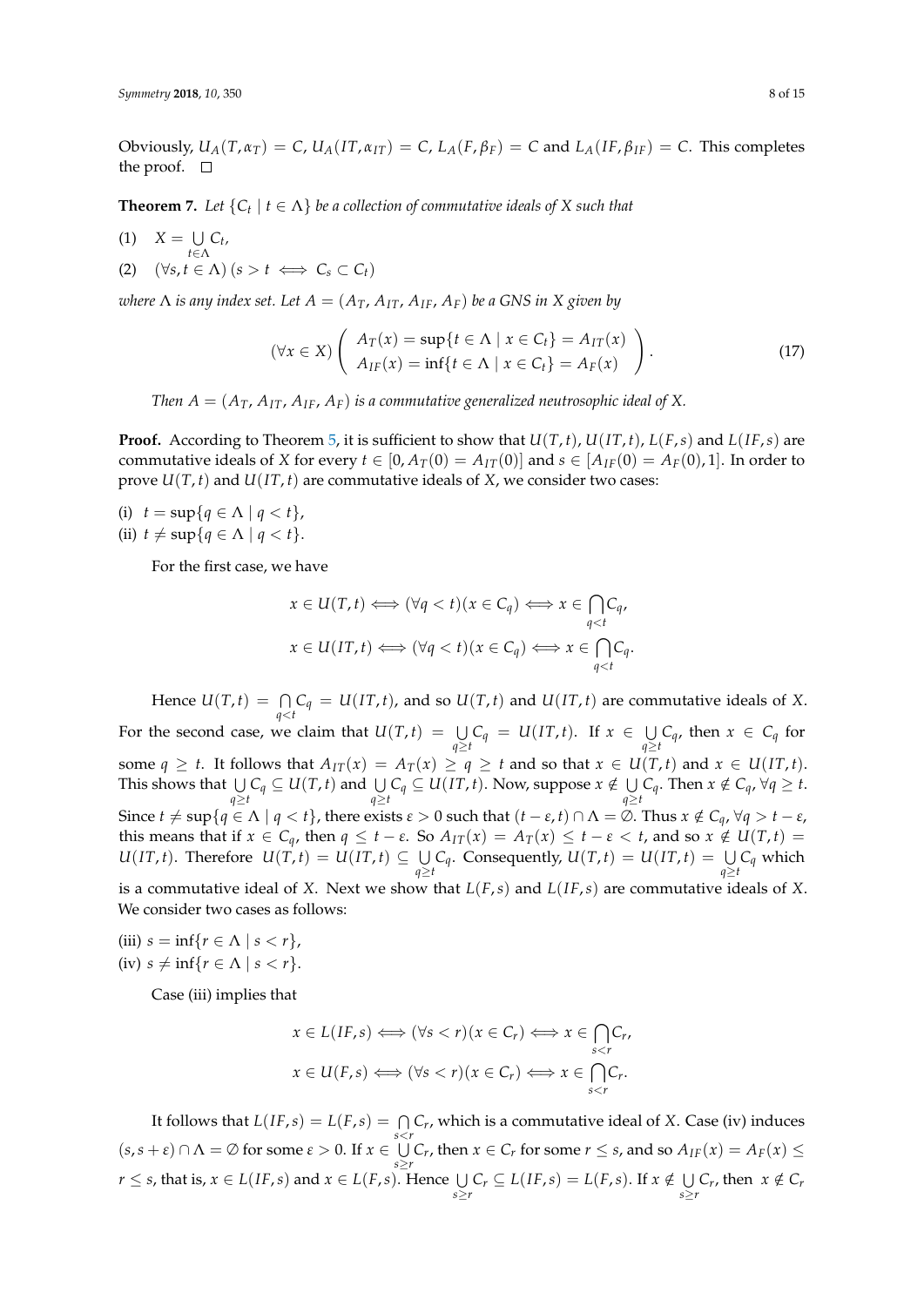Obviously, $U_A(T, \alpha_T) = C$, $U_A(IT, \alpha_{IT}) = C$, $L_A(F, \beta_F) = C$ and $L_A(IF, \beta_{IF}) = C$. This completes the proof. □

**Theorem 7.** *Let $\{C_t \mid t \in \Lambda\}$ be a collection of commutative ideals of $X$ such that*

(1) $X = \bigcup_{t \in \Lambda} C_t$,

(2) $(\forall s, t \in \Lambda)\,(s > t \iff C_s \subset C_t)$

*where $\Lambda$ is any index set. Let $A = (A_T, A_{IT}, A_{IF}, A_F)$ be a GNS in $X$ given by*

$$(\forall x \in X) \left( \begin{array}{l} A_T(x) = \sup\{t \in \Lambda \mid x \in C_t\} = A_{IT}(x) \\ A_{IF}(x) = \inf\{t \in \Lambda \mid x \in C_t\} = A_F(x) \end{array} \right). \tag{17}$$

*Then $A = (A_T, A_{IT}, A_{IF}, A_F)$ is a commutative generalized neutrosophic ideal of $X$.*

**Proof.** According to Theorem 5, it is sufficient to show that $U(T,t)$, $U(IT,t)$, $L(F,s)$ and $L(IF,s)$ are commutative ideals of $X$ for every $t \in [0, A_T(0) = A_{IT}(0)]$ and $s \in [A_{IF}(0) = A_F(0), 1]$. In order to prove $U(T,t)$ and $U(IT,t)$ are commutative ideals of $X$, we consider two cases:

(i) $t = \sup\{q \in \Lambda \mid q < t\}$,

(ii) $t \neq \sup\{q \in \Lambda \mid q < t\}$.

For the first case, we have

$$x \in U(T,t) \iff (\forall q < t)(x \in C_q) \iff x \in \bigcap_{q<t} C_q,$$

$$x \in U(IT,t) \iff (\forall q < t)(x \in C_q) \iff x \in \bigcap_{q<t} C_q.$$

Hence $U(T,t) = \bigcap_{q<t} C_q = U(IT,t)$, and so $U(T,t)$ and $U(IT,t)$ are commutative ideals of $X$. For the second case, we claim that $U(T,t) = \bigcup_{q \geq t} C_q = U(IT,t)$. If $x \in \bigcup_{q \geq t} C_q$, then $x \in C_q$ for some $q \geq t$. It follows that $A_{IT}(x) = A_T(x) \geq q \geq t$ and so that $x \in U(T,t)$ and $x \in U(IT,t)$. This shows that $\bigcup_{q \geq t} C_q \subseteq U(T,t)$ and $\bigcup_{q \geq t} C_q \subseteq U(IT,t)$. Now, suppose $x \notin \bigcup_{q \geq t} C_q$. Then $x \notin C_q$, $\forall q \geq t$. Since $t \neq \sup\{q \in \Lambda \mid q < t\}$, there exists $\varepsilon > 0$ such that $(t - \varepsilon, t) \cap \Lambda = \emptyset$. Thus $x \notin C_q$, $\forall q > t - \varepsilon$, this means that if $x \in C_q$, then $q \leq t - \varepsilon$. So $A_{IT}(x) = A_T(x) \leq t - \varepsilon < t$, and so $x \notin U(T,t) = U(IT,t)$. Therefore $U(T,t) = U(IT,t) \subseteq \bigcup_{q \geq t} C_q$. Consequently, $U(T,t) = U(IT,t) = \bigcup_{q \geq t} C_q$ which is a commutative ideal of $X$. Next we show that $L(F,s)$ and $L(IF,s)$ are commutative ideals of $X$. We consider two cases as follows:

(iii) $s = \inf\{r \in \Lambda \mid s < r\}$,

(iv) $s \neq \inf\{r \in \Lambda \mid s < r\}$.

Case (iii) implies that

$$x \in L(IF,s) \iff (\forall s < r)(x \in C_r) \iff x \in \bigcap_{s<r} C_r,$$

$$x \in U(F,s) \iff (\forall s < r)(x \in C_r) \iff x \in \bigcap_{s<r} C_r.$$

It follows that $L(IF,s) = L(F,s) = \bigcap_{s<r} C_r$, which is a commutative ideal of $X$. Case (iv) induces $(s, s+\varepsilon) \cap \Lambda = \emptyset$ for some $\varepsilon > 0$. If $x \in \bigcup_{s \geq r} C_r$, then $x \in C_r$ for some $r \leq s$, and so $A_{IF}(x) = A_F(x) \leq r \leq s$, that is, $x \in L(IF,s)$ and $x \in L(F,s)$. Hence $\bigcup_{s \geq r} C_r \subseteq L(IF,s) = L(F,s)$. If $x \notin \bigcup_{s \geq r} C_r$, then $x \notin C_r$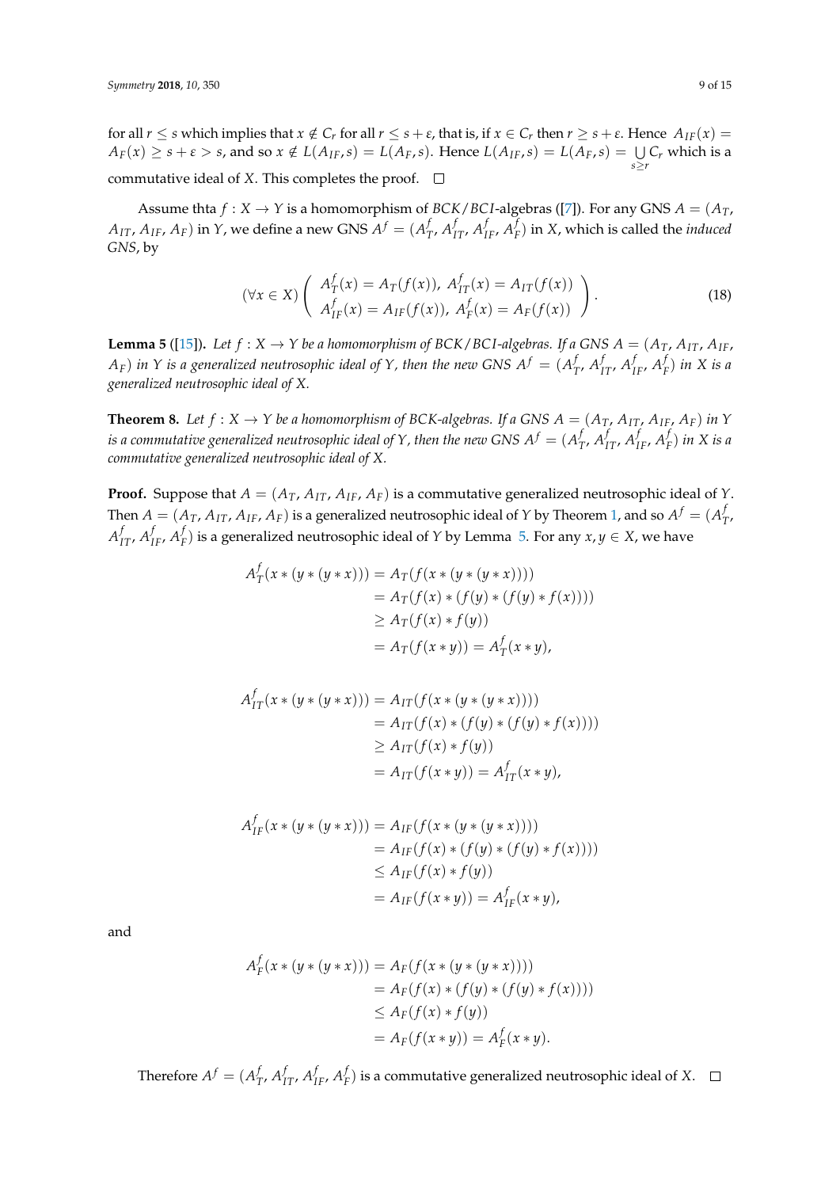for all $r \leq s$ which implies that $x \notin C_r$ for all $r \leq s + \varepsilon$, that is, if $x \in C_r$ then $r \geq s + \varepsilon$. Hence $A_{IF}(x) = A_F(x) \geq s + \varepsilon > s$, and so $x \notin L(A_{IF}, s) = L(A_F, s)$. Hence $L(A_{IF}, s) = L(A_F, s) = \bigcup_{s \geq r} C_r$ which is a commutative ideal of $X$. This completes the proof. □

Assume thta $f : X \to Y$ is a homomorphism of $BCK/BCI$-algebras ([7]). For any GNS $A = (A_T, A_{IT}, A_{IF}, A_F)$ in $Y$, we define a new GNS $A^f = (A_T^f, A_{IT}^f, A_{IF}^f, A_F^f)$ in $X$, which is called the *induced GNS*, by

$$(\forall x \in X) \left( \begin{array}{l} A_T^f(x) = A_T(f(x)),\ A_{IT}^f(x) = A_{IT}(f(x)) \\ A_{IF}^f(x) = A_{IF}(f(x)),\ A_F^f(x) = A_F(f(x)) \end{array} \right). \tag{18}$$

**Lemma 5** ([15]). *Let $f : X \to Y$ be a homomorphism of $BCK/BCI$-algebras. If a GNS $A = (A_T, A_{IT}, A_{IF}, A_F)$ in $Y$ is a generalized neutrosophic ideal of $Y$, then the new GNS $A^f = (A_T^f, A_{IT}^f, A_{IF}^f, A_F^f)$ in $X$ is a generalized neutrosophic ideal of $X$.*

**Theorem 8.** *Let $f : X \to Y$ be a homomorphism of BCK-algebras. If a GNS $A = (A_T, A_{IT}, A_{IF}, A_F)$ in $Y$ is a commutative generalized neutrosophic ideal of $Y$, then the new GNS $A^f = (A_T^f, A_{IT}^f, A_{IF}^f, A_F^f)$ in $X$ is a commutative generalized neutrosophic ideal of $X$.*

**Proof.** Suppose that $A = (A_T, A_{IT}, A_{IF}, A_F)$ is a commutative generalized neutrosophic ideal of $Y$. Then $A = (A_T, A_{IT}, A_{IF}, A_F)$ is a generalized neutrosophic ideal of $Y$ by Theorem 1, and so $A^f = (A_T^f, A_{IT}^f, A_{IF}^f, A_F^f)$ is a generalized neutrosophic ideal of $Y$ by Lemma 5. For any $x, y \in X$, we have

$$\begin{aligned} A_T^f(x * (y * (y * x))) &= A_T(f(x * (y * (y * x)))) \\ &= A_T(f(x) * (f(y) * (f(y) * f(x)))) \\ &\geq A_T(f(x) * f(y)) \\ &= A_T(f(x * y)) = A_T^f(x * y), \end{aligned}$$

$$\begin{aligned} A_{IT}^f(x * (y * (y * x))) &= A_{IT}(f(x * (y * (y * x)))) \\ &= A_{IT}(f(x) * (f(y) * (f(y) * f(x)))) \\ &\geq A_{IT}(f(x) * f(y)) \\ &= A_{IT}(f(x * y)) = A_{IT}^f(x * y), \end{aligned}$$

$$\begin{aligned} A_{IF}^f(x * (y * (y * x))) &= A_{IF}(f(x * (y * (y * x)))) \\ &= A_{IF}(f(x) * (f(y) * (f(y) * f(x)))) \\ &\leq A_{IF}(f(x) * f(y)) \\ &= A_{IF}(f(x * y)) = A_{IF}^f(x * y), \end{aligned}$$

and

$$\begin{aligned} A_F^f(x * (y * (y * x))) &= A_F(f(x * (y * (y * x)))) \\ &= A_F(f(x) * (f(y) * (f(y) * f(x)))) \\ &\leq A_F(f(x) * f(y)) \\ &= A_F(f(x * y)) = A_F^f(x * y). \end{aligned}$$

Therefore $A^f = (A_T^f, A_{IT}^f, A_{IF}^f, A_F^f)$ is a commutative generalized neutrosophic ideal of $X$. □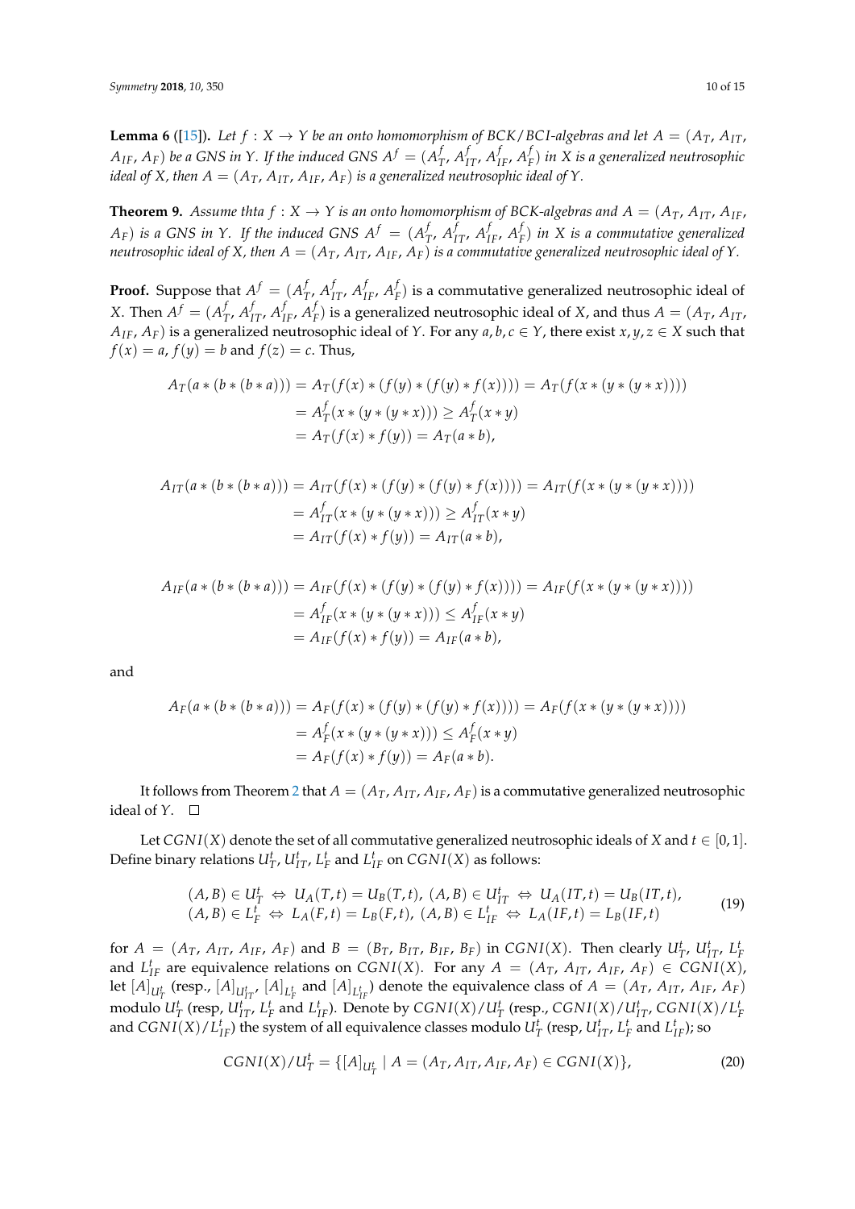**Lemma 6** ([15]). *Let $f : X \to Y$ be an onto homomorphism of BCK/BCI-algebras and let $A = (A_T, A_{IT}, A_{IF}, A_F)$ be a GNS in $Y$. If the induced GNS $A^f = (A^f_T, A^f_{IT}, A^f_{IF}, A^f_F)$ in $X$ is a generalized neutrosophic ideal of $X$, then $A = (A_T, A_{IT}, A_{IF}, A_F)$ is a generalized neutrosophic ideal of $Y$.*

**Theorem 9.** *Assume thta $f : X \to Y$ is an onto homomorphism of BCK-algebras and $A = (A_T, A_{IT}, A_{IF}, A_F)$ is a GNS in $Y$. If the induced GNS $A^f = (A^f_T, A^f_{IT}, A^f_{IF}, A^f_F)$ in $X$ is a commutative generalized neutrosophic ideal of $X$, then $A = (A_T, A_{IT}, A_{IF}, A_F)$ is a commutative generalized neutrosophic ideal of $Y$.*

**Proof.** Suppose that $A^f = (A^f_T, A^f_{IT}, A^f_{IF}, A^f_F)$ is a commutative generalized neutrosophic ideal of $X$. Then $A^f = (A^f_T, A^f_{IT}, A^f_{IF}, A^f_F)$ is a generalized neutrosophic ideal of $X$, and thus $A = (A_T, A_{IT}, A_{IF}, A_F)$ is a generalized neutrosophic ideal of $Y$. For any $a, b, c \in Y$, there exist $x, y, z \in X$ such that $f(x) = a$, $f(y) = b$ and $f(z) = c$. Thus,

$$\begin{aligned}
A_T(a * (b * (b * a))) &= A_T(f(x) * (f(y) * (f(y) * f(x)))) = A_T(f(x * (y * (y * x)))) \\
&= A^f_T(x * (y * (y * x))) \geq A^f_T(x * y) \\
&= A_T(f(x) * f(y)) = A_T(a * b),
\end{aligned}$$

$$\begin{aligned}
A_{IT}(a * (b * (b * a))) &= A_{IT}(f(x) * (f(y) * (f(y) * f(x)))) = A_{IT}(f(x * (y * (y * x)))) \\
&= A^f_{IT}(x * (y * (y * x))) \geq A^f_{IT}(x * y) \\
&= A_{IT}(f(x) * f(y)) = A_{IT}(a * b),
\end{aligned}$$

$$\begin{aligned}
A_{IF}(a * (b * (b * a))) &= A_{IF}(f(x) * (f(y) * (f(y) * f(x)))) = A_{IF}(f(x * (y * (y * x)))) \\
&= A^f_{IF}(x * (y * (y * x))) \leq A^f_{IF}(x * y) \\
&= A_{IF}(f(x) * f(y)) = A_{IF}(a * b),
\end{aligned}$$

and

$$\begin{aligned}
A_F(a * (b * (b * a))) &= A_F(f(x) * (f(y) * (f(y) * f(x)))) = A_F(f(x * (y * (y * x)))) \\
&= A^f_F(x * (y * (y * x))) \leq A^f_F(x * y) \\
&= A_F(f(x) * f(y)) = A_F(a * b).
\end{aligned}$$

It follows from Theorem 2 that $A = (A_T, A_{IT}, A_{IF}, A_F)$ is a commutative generalized neutrosophic ideal of $Y$. $\square$

Let $CGNI(X)$ denote the set of all commutative generalized neutrosophic ideals of $X$ and $t \in [0, 1]$. Define binary relations $U^t_T$, $U^t_{IT}$, $L^t_F$ and $L^t_{IF}$ on $CGNI(X)$ as follows:

$$\begin{aligned}
&(A, B) \in U^t_T \Leftrightarrow U_A(T, t) = U_B(T, t),\ (A, B) \in U^t_{IT} \Leftrightarrow U_A(IT, t) = U_B(IT, t), \\
&(A, B) \in L^t_F \Leftrightarrow L_A(F, t) = L_B(F, t),\ (A, B) \in L^t_{IF} \Leftrightarrow L_A(IF, t) = L_B(IF, t)
\end{aligned} \tag{19}$$

for $A = (A_T, A_{IT}, A_{IF}, A_F)$ and $B = (B_T, B_{IT}, B_{IF}, B_F)$ in $CGNI(X)$. Then clearly $U^t_T$, $U^t_{IT}$, $L^t_F$ and $L^t_{IF}$ are equivalence relations on $CGNI(X)$. For any $A = (A_T, A_{IT}, A_{IF}, A_F) \in CGNI(X)$, let $[A]_{U^t_T}$ (resp., $[A]_{U^t_{IT}}$, $[A]_{L^t_F}$ and $[A]_{L^t_{IF}}$) denote the equivalence class of $A = (A_T, A_{IT}, A_{IF}, A_F)$ modulo $U^t_T$ (resp, $U^t_{IT}$, $L^t_F$ and $L^t_{IF}$). Denote by $CGNI(X)/U^t_T$ (resp., $CGNI(X)/U^t_{IT}$, $CGNI(X)/L^t_F$ and $CGNI(X)/L^t_{IF}$) the system of all equivalence classes modulo $U^t_T$ (resp, $U^t_{IT}$, $L^t_F$ and $L^t_{IF}$); so

$$CGNI(X)/U^t_T = \{[A]_{U^t_T} \mid A = (A_T, A_{IT}, A_{IF}, A_F) \in CGNI(X)\}, \tag{20}$$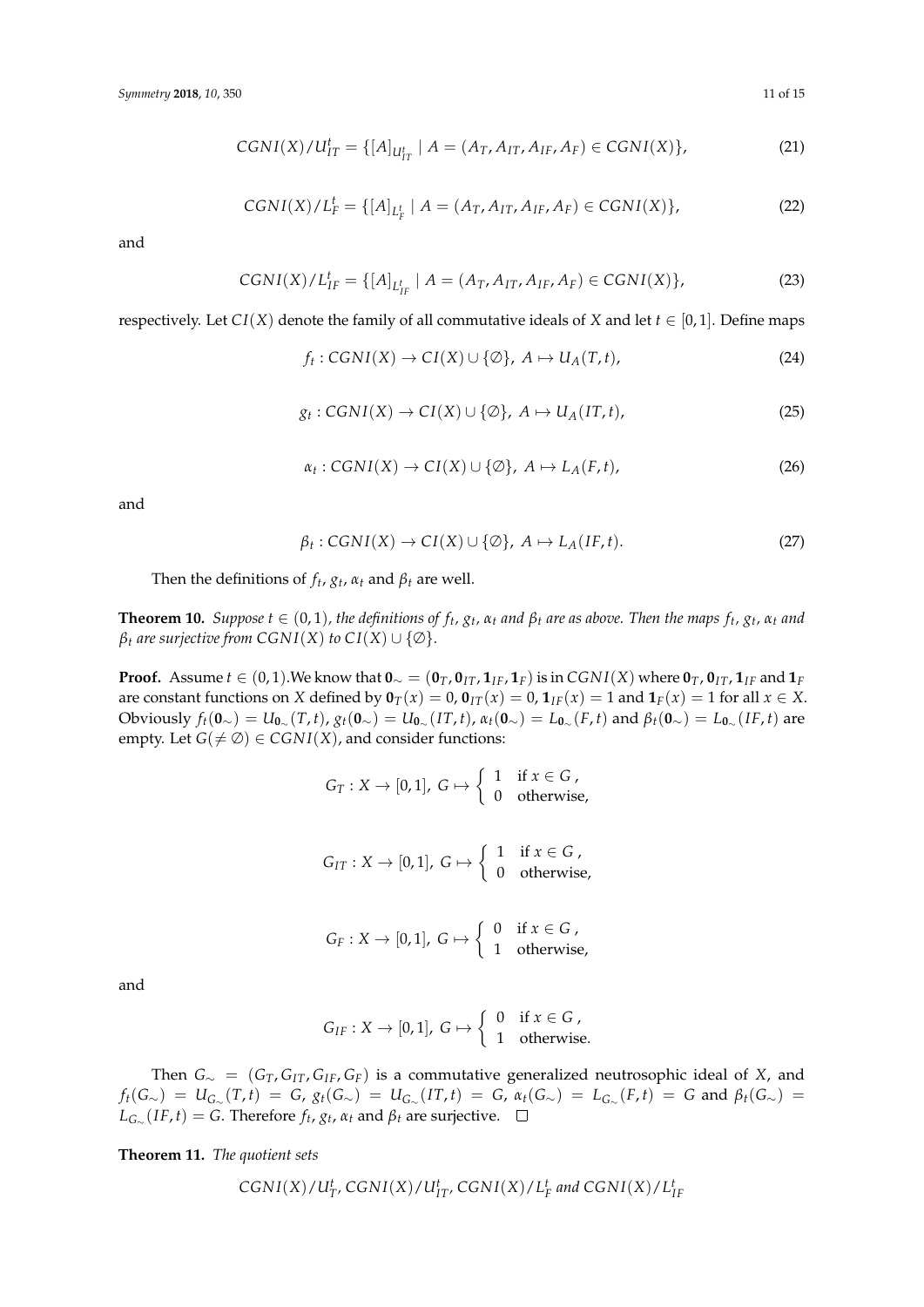$$CGNI(X)/U_{IT}^{t} = \{[A]_{U_{IT}^{t}} \mid A = (A_T, A_{IT}, A_{IF}, A_F) \in CGNI(X)\}, \tag{21}$$

$$CGNI(X)/L_{F}^{t} = \{[A]_{L_{F}^{t}} \mid A = (A_T, A_{IT}, A_{IF}, A_F) \in CGNI(X)\}, \tag{22}$$

and

$$CGNI(X)/L_{IF}^{t} = \{[A]_{L_{IF}^{t}} \mid A = (A_T, A_{IT}, A_{IF}, A_F) \in CGNI(X)\}, \tag{23}$$

respectively. Let $CI(X)$ denote the family of all commutative ideals of $X$ and let $t \in [0,1]$. Define maps

$$f_t : CGNI(X) \to CI(X) \cup \{\emptyset\},\ A \mapsto U_A(T,t), \tag{24}$$

$$g_t : CGNI(X) \to CI(X) \cup \{\emptyset\},\ A \mapsto U_A(IT,t), \tag{25}$$

$$\alpha_t : CGNI(X) \to CI(X) \cup \{\emptyset\},\ A \mapsto L_A(F,t), \tag{26}$$

and

$$\beta_t : CGNI(X) \to CI(X) \cup \{\emptyset\},\ A \mapsto L_A(IF,t). \tag{27}$$

Then the definitions of $f_t$, $g_t$, $\alpha_t$ and $\beta_t$ are well.

**Theorem 10.** *Suppose $t \in (0,1)$, the definitions of $f_t$, $g_t$, $\alpha_t$ and $\beta_t$ are as above. Then the maps $f_t$, $g_t$, $\alpha_t$ and $\beta_t$ are surjective from $CGNI(X)$ to $CI(X) \cup \{\emptyset\}$.*

**Proof.** Assume $t \in (0,1)$.We know that $\mathbf{0}_{\sim} = (\mathbf{0}_T, \mathbf{0}_{IT}, \mathbf{1}_{IF}, \mathbf{1}_F)$ is in $CGNI(X)$ where $\mathbf{0}_T$, $\mathbf{0}_{IT}$, $\mathbf{1}_{IF}$ and $\mathbf{1}_F$ are constant functions on $X$ defined by $\mathbf{0}_T(x) = 0$, $\mathbf{0}_{IT}(x) = 0$, $\mathbf{1}_{IF}(x) = 1$ and $\mathbf{1}_F(x) = 1$ for all $x \in X$. Obviously $f_t(\mathbf{0}_{\sim}) = U_{\mathbf{0}_{\sim}}(T,t)$, $g_t(\mathbf{0}_{\sim}) = U_{\mathbf{0}_{\sim}}(IT,t)$, $\alpha_t(\mathbf{0}_{\sim}) = L_{\mathbf{0}_{\sim}}(F,t)$ and $\beta_t(\mathbf{0}_{\sim}) = L_{\mathbf{0}_{\sim}}(IF,t)$ are empty. Let $G(\neq \emptyset) \in CGNI(X)$, and consider functions:

$$G_T : X \to [0,1],\ G \mapsto \begin{cases} 1 & \text{if } x \in G\,, \\ 0 & \text{otherwise,} \end{cases}$$

$$G_{IT} : X \to [0,1],\ G \mapsto \begin{cases} 1 & \text{if } x \in G\,, \\ 0 & \text{otherwise,} \end{cases}$$

$$G_F : X \to [0,1],\ G \mapsto \begin{cases} 0 & \text{if } x \in G\,, \\ 1 & \text{otherwise,} \end{cases}$$

and

$$G_{IF} : X \to [0,1],\ G \mapsto \begin{cases} 0 & \text{if } x \in G\,, \\ 1 & \text{otherwise.} \end{cases}$$

Then $G_{\sim} = (G_T, G_{IT}, G_{IF}, G_F)$ is a commutative generalized neutrosophic ideal of $X$, and $f_t(G_{\sim}) = U_{G_{\sim}}(T,t) = G$, $g_t(G_{\sim}) = U_{G_{\sim}}(IT,t) = G$, $\alpha_t(G_{\sim}) = L_{G_{\sim}}(F,t) = G$ and $\beta_t(G_{\sim}) = L_{G_{\sim}}(IF,t) = G$. Therefore $f_t$, $g_t$, $\alpha_t$ and $\beta_t$ are surjective. □

**Theorem 11.** *The quotient sets*

$$CGNI(X)/U_{T}^{t},\ CGNI(X)/U_{IT}^{t},\ CGNI(X)/L_{F}^{t} \text{ and } CGNI(X)/L_{IF}^{t}$$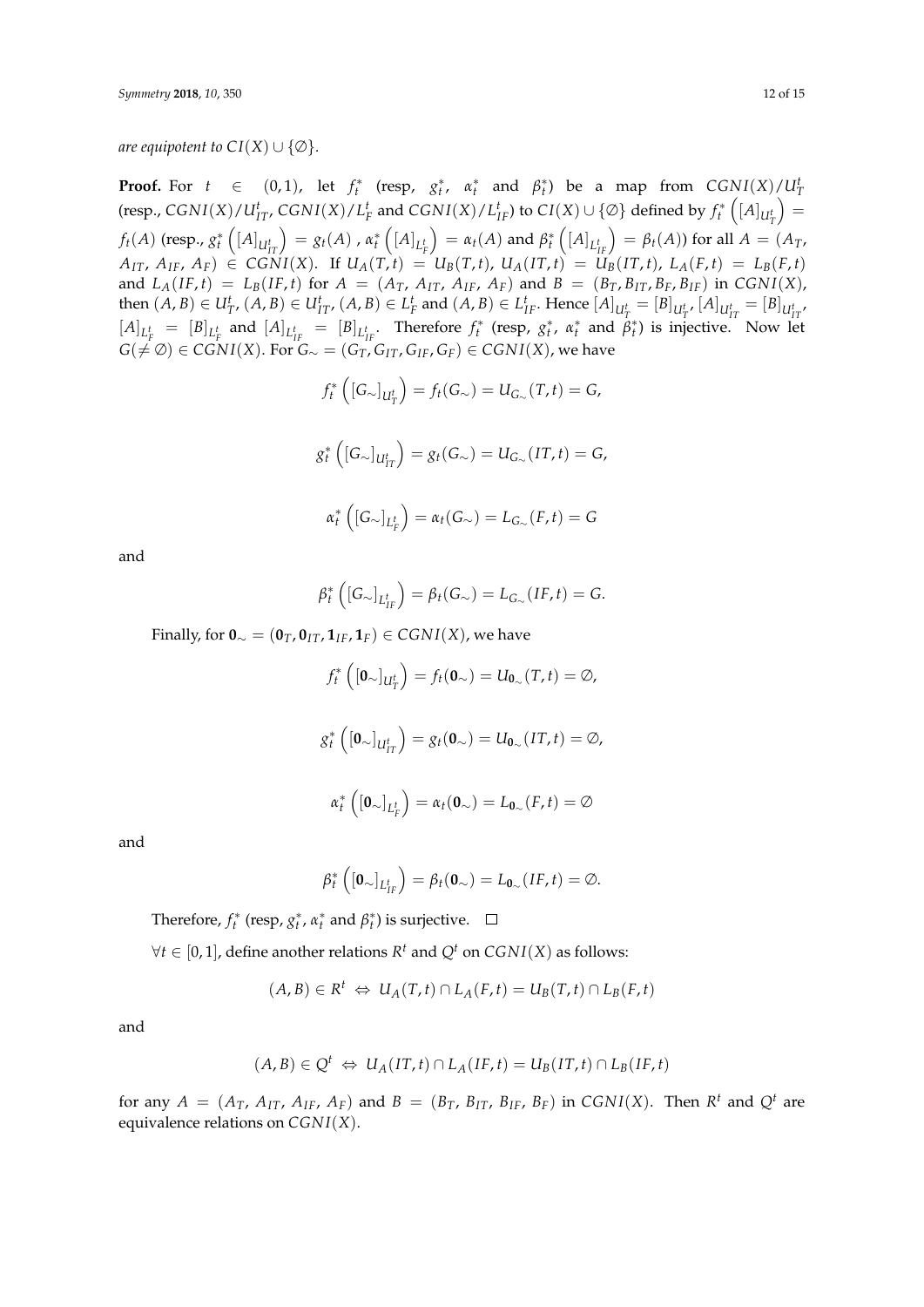*are equipotent to* $CI(X) \cup \{\emptyset\}$.

**Proof.** For $t \in (0,1)$, let $f_t^*$ (resp, $g_t^*$, $\alpha_t^*$ and $\beta_t^*$) be a map from $CGNI(X)/U_T^t$ (resp., $CGNI(X)/U_{IT}^t$, $CGNI(X)/L_F^t$ and $CGNI(X)/L_{IF}^t$) to $CI(X) \cup \{\emptyset\}$ defined by $f_t^*\left([A]_{U_T^t}\right) = f_t(A)$ (resp., $g_t^*\left([A]_{U_{IT}^t}\right) = g_t(A)$ , $\alpha_t^*\left([A]_{L_F^t}\right) = \alpha_t(A)$ and $\beta_t^*\left([A]_{L_{IF}^t}\right) = \beta_t(A)$) for all $A = (A_T, A_{IT}, A_{IF}, A_F) \in CGNI(X)$. If $U_A(T,t) = U_B(T,t)$, $U_A(IT,t) = U_B(IT,t)$, $L_A(F,t) = L_B(F,t)$ and $L_A(IF,t) = L_B(IF,t)$ for $A = (A_T, A_{IT}, A_{IF}, A_F)$ and $B = (B_T, B_{IT}, B_F, B_{IF})$ in $CGNI(X)$, then $(A,B) \in U_T^t$, $(A,B) \in U_{IT}^t$, $(A,B) \in L_F^t$ and $(A,B) \in L_{IF}^t$. Hence $[A]_{U_T^t} = [B]_{U_T^t}$, $[A]_{U_{IT}^t} = [B]_{U_{IT}^t}$, $[A]_{L_F^t} = [B]_{L_F^t}$ and $[A]_{L_{IF}^t} = [B]_{L_{IF}^t}$. Therefore $f_t^*$ (resp, $g_t^*$, $\alpha_t^*$ and $\beta_t^*$) is injective. Now let $G(\neq \emptyset) \in CGNI(X)$. For $G_\sim = (G_T, G_{IT}, G_{IF}, G_F) \in CGNI(X)$, we have

$$f_t^*\left([G_\sim]_{U_T^t}\right) = f_t(G_\sim) = U_{G_\sim}(T,t) = G,$$

$$g_t^*\left([G_\sim]_{U_{IT}^t}\right) = g_t(G_\sim) = U_{G_\sim}(IT,t) = G,$$

$$\alpha_t^*\left([G_\sim]_{L_F^t}\right) = \alpha_t(G_\sim) = L_{G_\sim}(F,t) = G$$

and

$$\beta_t^*\left([G_\sim]_{L_{IF}^t}\right) = \beta_t(G_\sim) = L_{G_\sim}(IF,t) = G.$$

Finally, for $\mathbf{0}_\sim = (\mathbf{0}_T, \mathbf{0}_{IT}, \mathbf{1}_{IF}, \mathbf{1}_F) \in CGNI(X)$, we have

$$f_t^*\left([\mathbf{0}_\sim]_{U_T^t}\right) = f_t(\mathbf{0}_\sim) = U_{\mathbf{0}_\sim}(T,t) = \emptyset,$$

$$g_t^*\left([\mathbf{0}_\sim]_{U_{IT}^t}\right) = g_t(\mathbf{0}_\sim) = U_{\mathbf{0}_\sim}(IT,t) = \emptyset,$$

$$\alpha_t^*\left([\mathbf{0}_\sim]_{L_F^t}\right) = \alpha_t(\mathbf{0}_\sim) = L_{\mathbf{0}_\sim}(F,t) = \emptyset$$

and

$$\beta_t^*\left([\mathbf{0}_\sim]_{L_{IF}^t}\right) = \beta_t(\mathbf{0}_\sim) = L_{\mathbf{0}_\sim}(IF,t) = \emptyset.$$

Therefore, $f_t^*$ (resp, $g_t^*$, $\alpha_t^*$ and $\beta_t^*$) is surjective. □

$\forall t \in [0,1]$, define another relations $R^t$ and $Q^t$ on $CGNI(X)$ as follows:

$$(A,B) \in R^t \Leftrightarrow U_A(T,t) \cap L_A(F,t) = U_B(T,t) \cap L_B(F,t)$$

and

$$(A,B) \in Q^t \Leftrightarrow U_A(IT,t) \cap L_A(IF,t) = U_B(IT,t) \cap L_B(IF,t)$$

for any $A = (A_T, A_{IT}, A_{IF}, A_F)$ and $B = (B_T, B_{IT}, B_{IF}, B_F)$ in $CGNI(X)$. Then $R^t$ and $Q^t$ are equivalence relations on $CGNI(X)$.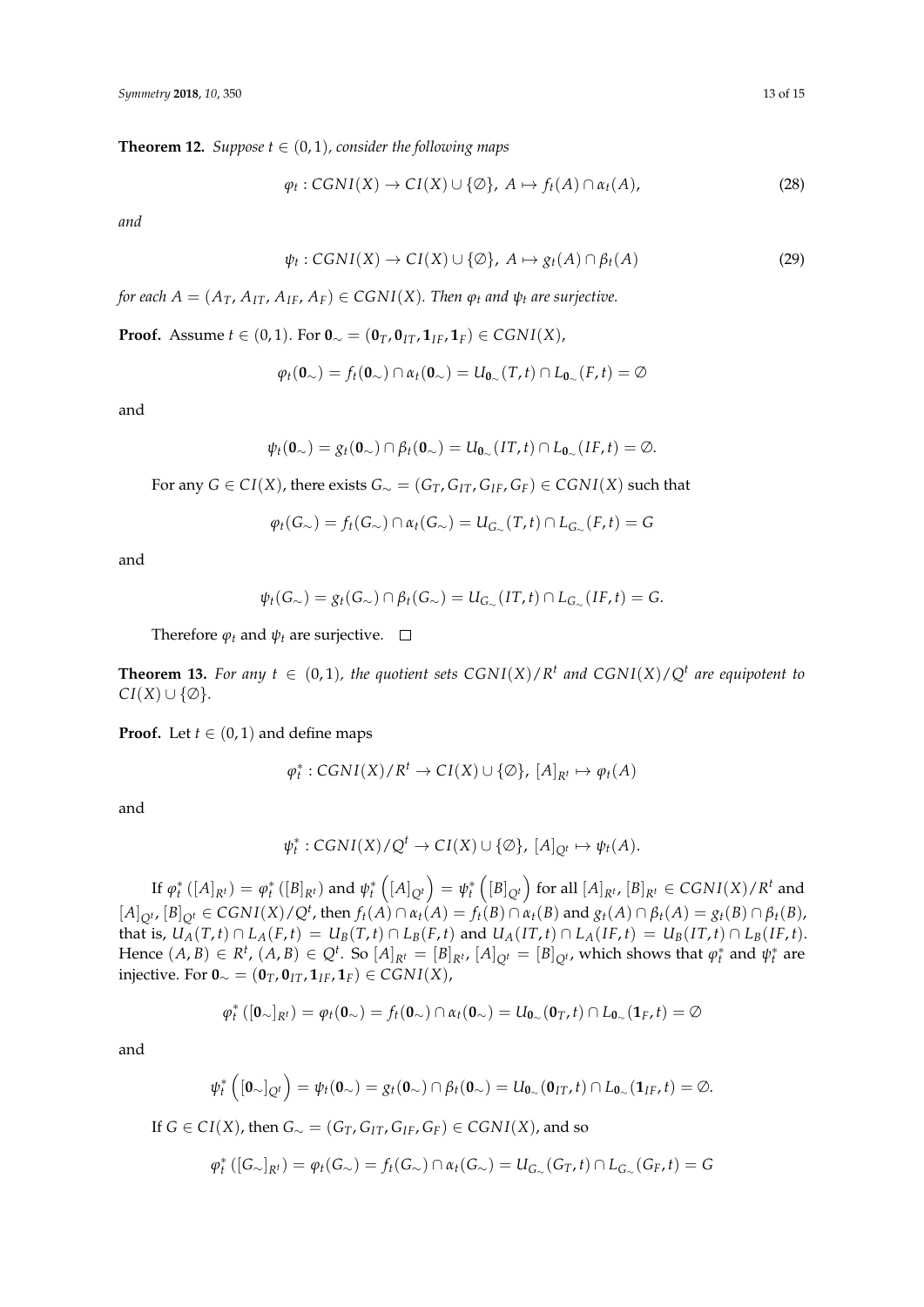**Theorem 12.** *Suppose $t \in (0,1)$, consider the following maps*

$$\varphi_t : CGNI(X) \to CI(X) \cup \{\emptyset\},\ A \mapsto f_t(A) \cap \alpha_t(A), \tag{28}$$

*and*

$$\psi_t : CGNI(X) \to CI(X) \cup \{\emptyset\},\ A \mapsto g_t(A) \cap \beta_t(A) \tag{29}$$

*for each $A = (A_T, A_{IT}, A_{IF}, A_F) \in CGNI(X)$. Then $\varphi_t$ and $\psi_t$ are surjective.*

**Proof.** Assume $t \in (0,1)$. For $\mathbf{0}_\sim = (\mathbf{0}_T, \mathbf{0}_{IT}, \mathbf{1}_{IF}, \mathbf{1}_F) \in CGNI(X)$,

$$\varphi_t(\mathbf{0}_\sim) = f_t(\mathbf{0}_\sim) \cap \alpha_t(\mathbf{0}_\sim) = U_{\mathbf{0}_\sim}(T,t) \cap L_{\mathbf{0}_\sim}(F,t) = \emptyset$$

and

$$\psi_t(\mathbf{0}_\sim) = g_t(\mathbf{0}_\sim) \cap \beta_t(\mathbf{0}_\sim) = U_{\mathbf{0}_\sim}(IT,t) \cap L_{\mathbf{0}_\sim}(IF,t) = \emptyset.$$

For any $G \in CI(X)$, there exists $G_\sim = (G_T, G_{IT}, G_{IF}, G_F) \in CGNI(X)$ such that

$$\varphi_t(G_\sim) = f_t(G_\sim) \cap \alpha_t(G_\sim) = U_{G_\sim}(T,t) \cap L_{G_\sim}(F,t) = G$$

and

$$\psi_t(G_\sim) = g_t(G_\sim) \cap \beta_t(G_\sim) = U_{G_\sim}(IT,t) \cap L_{G_\sim}(IF,t) = G.$$

Therefore $\varphi_t$ and $\psi_t$ are surjective. □

**Theorem 13.** *For any $t \in (0,1)$, the quotient sets $CGNI(X)/R^t$ and $CGNI(X)/Q^t$ are equipotent to $CI(X) \cup \{\emptyset\}$.*

**Proof.** Let $t \in (0,1)$ and define maps

$$\varphi_t^* : CGNI(X)/R^t \to CI(X) \cup \{\emptyset\},\ [A]_{R^t} \mapsto \varphi_t(A)$$

and

$$\psi_t^* : CGNI(X)/Q^t \to CI(X) \cup \{\emptyset\},\ [A]_{Q^t} \mapsto \psi_t(A).$$

If $\varphi_t^*([A]_{R^t}) = \varphi_t^*([B]_{R^t})$ and $\psi_t^*\left([A]_{Q^t}\right) = \psi_t^*\left([B]_{Q^t}\right)$ for all $[A]_{R^t}, [B]_{R^t} \in CGNI(X)/R^t$ and $[A]_{Q^t}, [B]_{Q^t} \in CGNI(X)/Q^t$, then $f_t(A) \cap \alpha_t(A) = f_t(B) \cap \alpha_t(B)$ and $g_t(A) \cap \beta_t(A) = g_t(B) \cap \beta_t(B)$, that is, $U_A(T,t) \cap L_A(F,t) = U_B(T,t) \cap L_B(F,t)$ and $U_A(IT,t) \cap L_A(IF,t) = U_B(IT,t) \cap L_B(IF,t)$. Hence $(A,B) \in R^t$, $(A,B) \in Q^t$. So $[A]_{R^t} = [B]_{R^t}$, $[A]_{Q^t} = [B]_{Q^t}$, which shows that $\varphi_t^*$ and $\psi_t^*$ are injective. For $\mathbf{0}_\sim = (\mathbf{0}_T, \mathbf{0}_{IT}, \mathbf{1}_{IF}, \mathbf{1}_F) \in CGNI(X)$,

$$\varphi_t^*([\mathbf{0}_\sim]_{R^t}) = \varphi_t(\mathbf{0}_\sim) = f_t(\mathbf{0}_\sim) \cap \alpha_t(\mathbf{0}_\sim) = U_{\mathbf{0}_\sim}(\mathbf{0}_T,t) \cap L_{\mathbf{0}_\sim}(\mathbf{1}_F,t) = \emptyset$$

and

$$\psi_t^*\left([\mathbf{0}_\sim]_{Q^t}\right) = \psi_t(\mathbf{0}_\sim) = g_t(\mathbf{0}_\sim) \cap \beta_t(\mathbf{0}_\sim) = U_{\mathbf{0}_\sim}(\mathbf{0}_{IT},t) \cap L_{\mathbf{0}_\sim}(\mathbf{1}_{IF},t) = \emptyset.$$

If $G \in CI(X)$, then $G_\sim = (G_T, G_{IT}, G_{IF}, G_F) \in CGNI(X)$, and so

$$\varphi_t^*([G_\sim]_{R^t}) = \varphi_t(G_\sim) = f_t(G_\sim) \cap \alpha_t(G_\sim) = U_{G_\sim}(G_T,t) \cap L_{G_\sim}(G_F,t) = G$$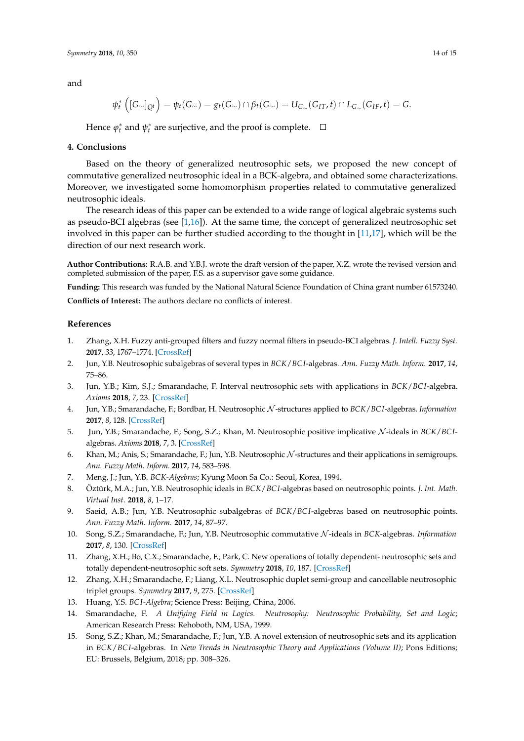and

$$\psi_t^*\left([G_\sim]_{Q^t}\right) = \psi_t(G_\sim) = g_t(G_\sim) \cap \beta_t(G_\sim) = U_{G_\sim}(G_{IT}, t) \cap L_{G_\sim}(G_{IF}, t) = G.$$

Hence $\varphi_t^*$ and $\psi_t^*$ are surjective, and the proof is complete. □

## 4. Conclusions

Based on the theory of generalized neutrosophic sets, we proposed the new concept of commutative generalized neutrosophic ideal in a BCK-algebra, and obtained some characterizations. Moreover, we investigated some homomorphism properties related to commutative generalized neutrosophic ideals.

The research ideas of this paper can be extended to a wide range of logical algebraic systems such as pseudo-BCI algebras (see [1,16]). At the same time, the concept of generalized neutrosophic set involved in this paper can be further studied according to the thought in [11,17], which will be the direction of our next research work.

**Author Contributions:** R.A.B. and Y.B.J. wrote the draft version of the paper, X.Z. wrote the revised version and completed submission of the paper, F.S. as a supervisor gave some guidance.

**Funding:** This research was funded by the National Natural Science Foundation of China grant number 61573240.

**Conflicts of Interest:** The authors declare no conflicts of interest.

## References

1. Zhang, X.H. Fuzzy anti-grouped filters and fuzzy normal filters in pseudo-BCI algebras. *J. Intell. Fuzzy Syst.* **2017**, *33*, 1767–1774. [CrossRef]
2. Jun, Y.B. Neutrosophic subalgebras of several types in *BCK*/*BCI*-algebras. *Ann. Fuzzy Math. Inform.* **2017**, *14*, 75–86.
3. Jun, Y.B.; Kim, S.J.; Smarandache, F. Interval neutrosophic sets with applications in *BCK*/*BCI*-algebra. *Axioms* **2018**, *7*, 23. [CrossRef]
4. Jun, Y.B.; Smarandache, F.; Bordbar, H. Neutrosophic $\mathcal{N}$-structures applied to *BCK*/*BCI*-algebras. *Information* **2017**, *8*, 128. [CrossRef]
5. Jun, Y.B.; Smarandache, F.; Song, S.Z.; Khan, M. Neutrosophic positive implicative $\mathcal{N}$-ideals in *BCK*/*BCI*-algebras. *Axioms* **2018**, *7*, 3. [CrossRef]
6. Khan, M.; Anis, S.; Smarandache, F.; Jun, Y.B. Neutrosophic $\mathcal{N}$-structures and their applications in semigroups. *Ann. Fuzzy Math. Inform.* **2017**, *14*, 583–598.
7. Meng, J.; Jun, Y.B. *BCK-Algebras*; Kyung Moon Sa Co.: Seoul, Korea, 1994.
8. Öztürk, M.A.; Jun, Y.B. Neutrosophic ideals in *BCK*/*BCI*-algebras based on neutrosophic points. *J. Int. Math. Virtual Inst.* **2018**, *8*, 1–17.
9. Saeid, A.B.; Jun, Y.B. Neutrosophic subalgebras of *BCK*/*BCI*-algebras based on neutrosophic points. *Ann. Fuzzy Math. Inform.* **2017**, *14*, 87–97.
10. Song, S.Z.; Smarandache, F.; Jun, Y.B. Neutrosophic commutative $\mathcal{N}$-ideals in BCK-algebras. *Information* **2017**, *8*, 130. [CrossRef]
11. Zhang, X.H.; Bo, C.X.; Smarandache, F.; Park, C. New operations of totally dependent- neutrosophic sets and totally dependent-neutrosophic soft sets. *Symmetry* **2018**, *10*, 187. [CrossRef]
12. Zhang, X.H.; Smarandache, F.; Liang, X.L. Neutrosophic duplet semi-group and cancellable neutrosophic triplet groups. *Symmetry* **2017**, *9*, 275. [CrossRef]
13. Huang, Y.S. *BCI-Algebra*; Science Press: Beijing, China, 2006.
14. Smarandache, F. *A Unifying Field in Logics. Neutrosophy: Neutrosophic Probability, Set and Logic*; American Research Press: Rehoboth, NM, USA, 1999.
15. Song, S.Z.; Khan, M.; Smarandache, F.; Jun, Y.B. A novel extension of neutrosophic sets and its application in *BCK*/*BCI*-algebras. In *New Trends in Neutrosophic Theory and Applications (Volume II)*; Pons Editions; EU: Brussels, Belgium, 2018; pp. 308–326.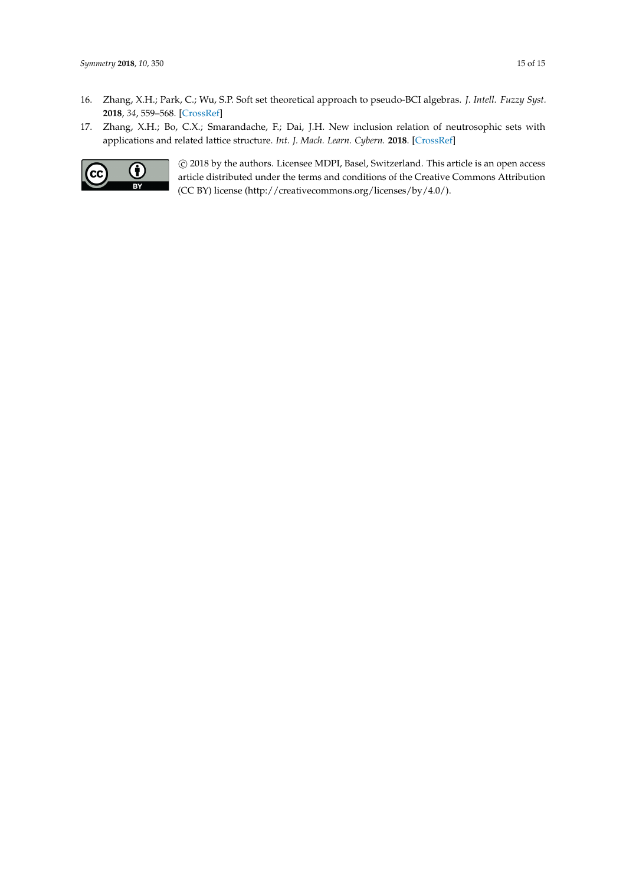16. Zhang, X.H.; Park, C.; Wu, S.P. Soft set theoretical approach to pseudo-BCI algebras. *J. Intell. Fuzzy Syst.* **2018**, *34*, 559–568. [CrossRef]
17. Zhang, X.H.; Bo, C.X.; Smarandache, F.; Dai, J.H. New inclusion relation of neutrosophic sets with applications and related lattice structure. *Int. J. Mach. Learn. Cybern.* **2018**. [CrossRef]

© 2018 by the authors. Licensee MDPI, Basel, Switzerland. This article is an open access article distributed under the terms and conditions of the Creative Commons Attribution (CC BY) license (http://creativecommons.org/licenses/by/4.0/).